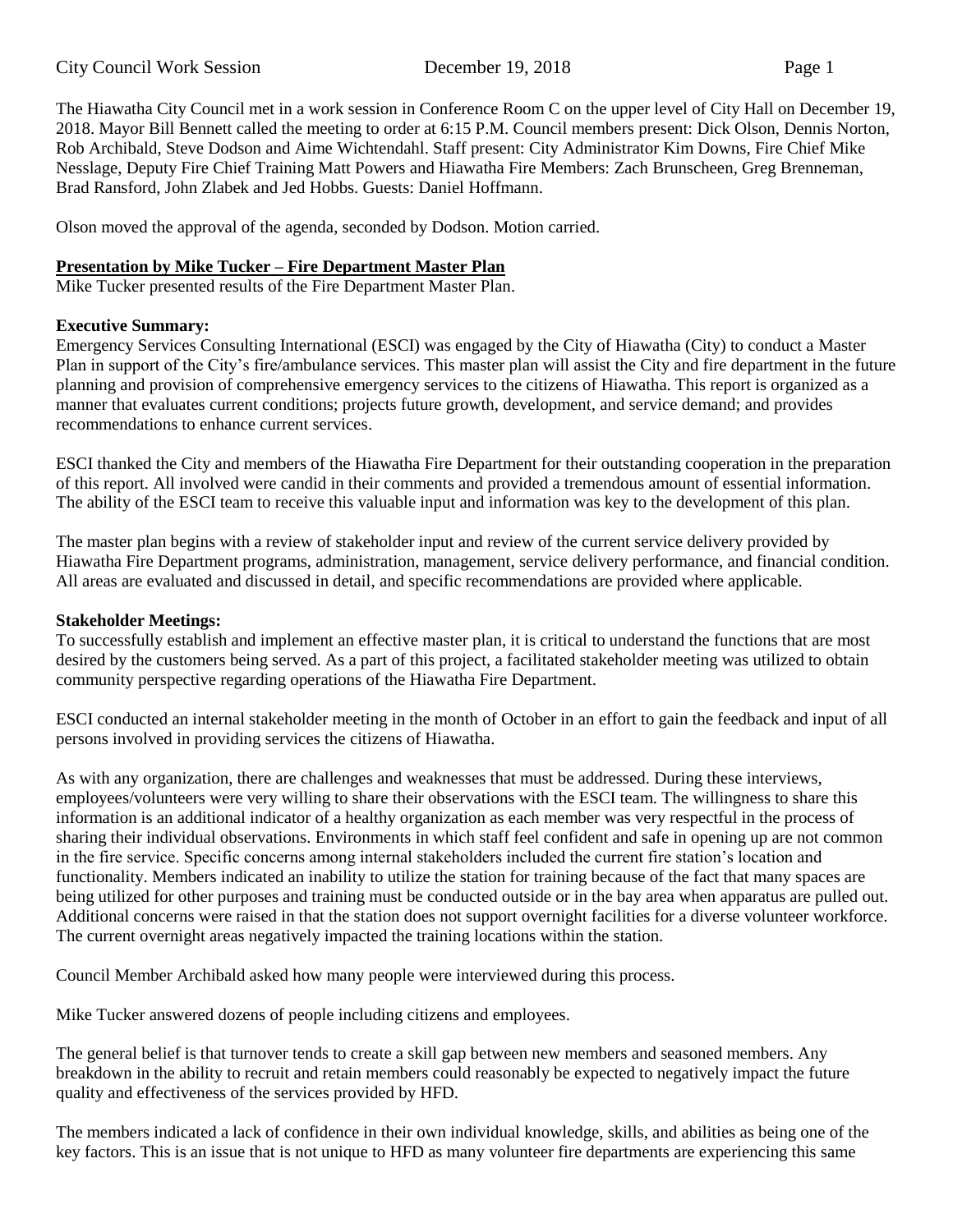The Hiawatha City Council met in a work session in Conference Room C on the upper level of City Hall on December 19, 2018. Mayor Bill Bennett called the meeting to order at 6:15 P.M. Council members present: Dick Olson, Dennis Norton, Rob Archibald, Steve Dodson and Aime Wichtendahl. Staff present: City Administrator Kim Downs, Fire Chief Mike Nesslage, Deputy Fire Chief Training Matt Powers and Hiawatha Fire Members: Zach Brunscheen, Greg Brenneman, Brad Ransford, John Zlabek and Jed Hobbs. Guests: Daniel Hoffmann.

Olson moved the approval of the agenda, seconded by Dodson. Motion carried.

**Presentation by Mike Tucker – Fire Department Master Plan**

Mike Tucker presented results of the Fire Department Master Plan.

**Executive Summary:**

Emergency Services Consulting International (ESCI) was engaged by the City of Hiawatha (City) to conduct a Master Plan in support of the City's fire/ambulance services. This master plan will assist the City and fire department in the future planning and provision of comprehensive emergency services to the citizens of Hiawatha. This report is organized as a manner that evaluates current conditions; projects future growth, development, and service demand; and provides recommendations to enhance current services.

ESCI thanked the City and members of the Hiawatha Fire Department for their outstanding cooperation in the preparation of this report. All involved were candid in their comments and provided a tremendous amount of essential information. The ability of the ESCI team to receive this valuable input and information was key to the development of this plan.

The master plan begins with a review of stakeholder input and review of the current service delivery provided by Hiawatha Fire Department programs, administration, management, service delivery performance, and financial condition. All areas are evaluated and discussed in detail, and specific recommendations are provided where applicable.

**Stakeholder Meetings:**

To successfully establish and implement an effective master plan, it is critical to understand the functions that are most desired by the customers being served. As a part of this project, a facilitated stakeholder meeting was utilized to obtain community perspective regarding operations of the Hiawatha Fire Department.

ESCI conducted an internal stakeholder meeting in the month of October in an effort to gain the feedback and input of all persons involved in providing services the citizens of Hiawatha.

As with any organization, there are challenges and weaknesses that must be addressed. During these interviews, employees/volunteers were very willing to share their observations with the ESCI team. The willingness to share this information is an additional indicator of a healthy organization as each member was very respectful in the process of sharing their individual observations. Environments in which staff feel confident and safe in opening up are not common in the fire service. Specific concerns among internal stakeholders included the current fire station's location and functionality. Members indicated an inability to utilize the station for training because of the fact that many spaces are being utilized for other purposes and training must be conducted outside or in the bay area when apparatus are pulled out. Additional concerns were raised in that the station does not support overnight facilities for a diverse volunteer workforce. The current overnight areas negatively impacted the training locations within the station.

Council Member Archibald asked how many people were interviewed during this process.

Mike Tucker answered dozens of people including citizens and employees.

The general belief is that turnover tends to create a skill gap between new members and seasoned members. Any breakdown in the ability to recruit and retain members could reasonably be expected to negatively impact the future quality and effectiveness of the services provided by HFD.

The members indicated a lack of confidence in their own individual knowledge, skills, and abilities as being one of the key factors. This is an issue that is not unique to HFD as many volunteer fire departments are experiencing this same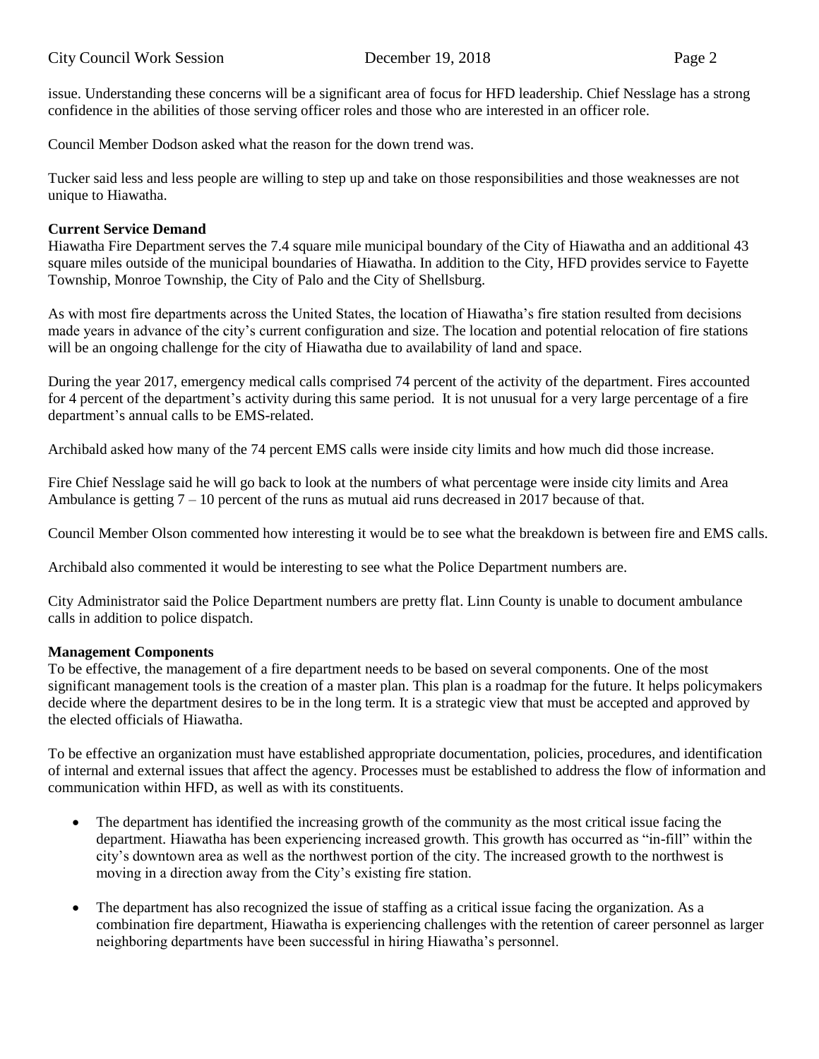issue. Understanding these concerns will be a significant area of focus for HFD leadership. Chief Nesslage has a strong confidence in the abilities of those serving officer roles and those who are interested in an officer role.

Council Member Dodson asked what the reason for the down trend was.

Tucker said less and less people are willing to step up and take on those responsibilities and those weaknesses are not unique to Hiawatha.

**Current Service Demand**

Hiawatha Fire Department serves the 7.4 square mile municipal boundary of the City of Hiawatha and an additional 43 square miles outside of the municipal boundaries of Hiawatha. In addition to the City, HFD provides service to Fayette Township, Monroe Township, the City of Palo and the City of Shellsburg.

As with most fire departments across the United States, the location of Hiawatha's fire station resulted from decisions made years in advance of the city's current configuration and size. The location and potential relocation of fire stations will be an ongoing challenge for the city of Hiawatha due to availability of land and space.

During the year 2017, emergency medical calls comprised 74 percent of the activity of the department. Fires accounted for 4 percent of the department's activity during this same period. It is not unusual for a very large percentage of a fire department's annual calls to be EMS-related.

Archibald asked how many of the 74 percent EMS calls were inside city limits and how much did those increase.

Fire Chief Nesslage said he will go back to look at the numbers of what percentage were inside city limits and Area Ambulance is getting 7 – 10 percent of the runs as mutual aid runs decreased in 2017 because of that.

Council Member Olson commented how interesting it would be to see what the breakdown is between fire and EMS calls.

Archibald also commented it would be interesting to see what the Police Department numbers are.

City Administrator said the Police Department numbers are pretty flat. Linn County is unable to document ambulance calls in addition to police dispatch.

**Management Components**

To be effective, the management of a fire department needs to be based on several components. One of the most significant management tools is the creation of a master plan. This plan is a roadmap for the future. It helps policymakers decide where the department desires to be in the long term. It is a strategic view that must be accepted and approved by the elected officials of Hiawatha.

To be effective an organization must have established appropriate documentation, policies, procedures, and identification of internal and external issues that affect the agency. Processes must be established to address the flow of information and communication within HFD, as well as with its constituents.

- The department has identified the increasing growth of the community as the most critical issue facing the department. Hiawatha has been experiencing increased growth. This growth has occurred as "in-fill" within the city's downtown area as well as the northwest portion of the city. The increased growth to the northwest is moving in a direction away from the City's existing fire station.
- The department has also recognized the issue of staffing as a critical issue facing the organization. As a combination fire department, Hiawatha is experiencing challenges with the retention of career personnel as larger neighboring departments have been successful in hiring Hiawatha's personnel.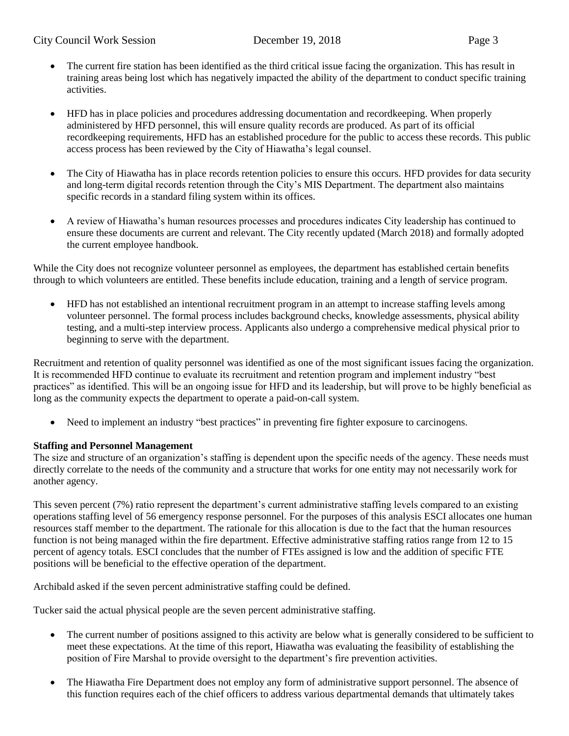- The current fire station has been identified as the third critical issue facing the organization. This has result in training areas being lost which has negatively impacted the ability of the department to conduct specific training activities.

- HFD has in place policies and procedures addressing documentation and recordkeeping. When properly administered by HFD personnel, this will ensure quality records are produced. As part of its official recordkeeping requirements, HFD has an established procedure for the public to access these records. This public access process has been reviewed by the City of Hiawatha's legal counsel.

- The City of Hiawatha has in place records retention policies to ensure this occurs. HFD provides for data security and long-term digital records retention through the City's MIS Department. The department also maintains specific records in a standard filing system within its offices.

- A review of Hiawatha's human resources processes and procedures indicates City leadership has continued to ensure these documents are current and relevant. The City recently updated (March 2018) and formally adopted the current employee handbook.

While the City does not recognize volunteer personnel as employees, the department has established certain benefits through to which volunteers are entitled. These benefits include education, training and a length of service program.

- HFD has not established an intentional recruitment program in an attempt to increase staffing levels among volunteer personnel. The formal process includes background checks, knowledge assessments, physical ability testing, and a multi-step interview process. Applicants also undergo a comprehensive medical physical prior to beginning to serve with the department.

Recruitment and retention of quality personnel was identified as one of the most significant issues facing the organization. It is recommended HFD continue to evaluate its recruitment and retention program and implement industry "best practices" as identified. This will be an ongoing issue for HFD and its leadership, but will prove to be highly beneficial as long as the community expects the department to operate a paid-on-call system.

- Need to implement an industry "best practices" in preventing fire fighter exposure to carcinogens.

**Staffing and Personnel Management**
The size and structure of an organization's staffing is dependent upon the specific needs of the agency. These needs must directly correlate to the needs of the community and a structure that works for one entity may not necessarily work for another agency.

This seven percent (7%) ratio represent the department's current administrative staffing levels compared to an existing operations staffing level of 56 emergency response personnel. For the purposes of this analysis ESCI allocates one human resources staff member to the department. The rationale for this allocation is due to the fact that the human resources function is not being managed within the fire department. Effective administrative staffing ratios range from 12 to 15 percent of agency totals. ESCI concludes that the number of FTEs assigned is low and the addition of specific FTE positions will be beneficial to the effective operation of the department.

Archibald asked if the seven percent administrative staffing could be defined.

Tucker said the actual physical people are the seven percent administrative staffing.

- The current number of positions assigned to this activity are below what is generally considered to be sufficient to meet these expectations. At the time of this report, Hiawatha was evaluating the feasibility of establishing the position of Fire Marshal to provide oversight to the department's fire prevention activities.

- The Hiawatha Fire Department does not employ any form of administrative support personnel. The absence of this function requires each of the chief officers to address various departmental demands that ultimately takes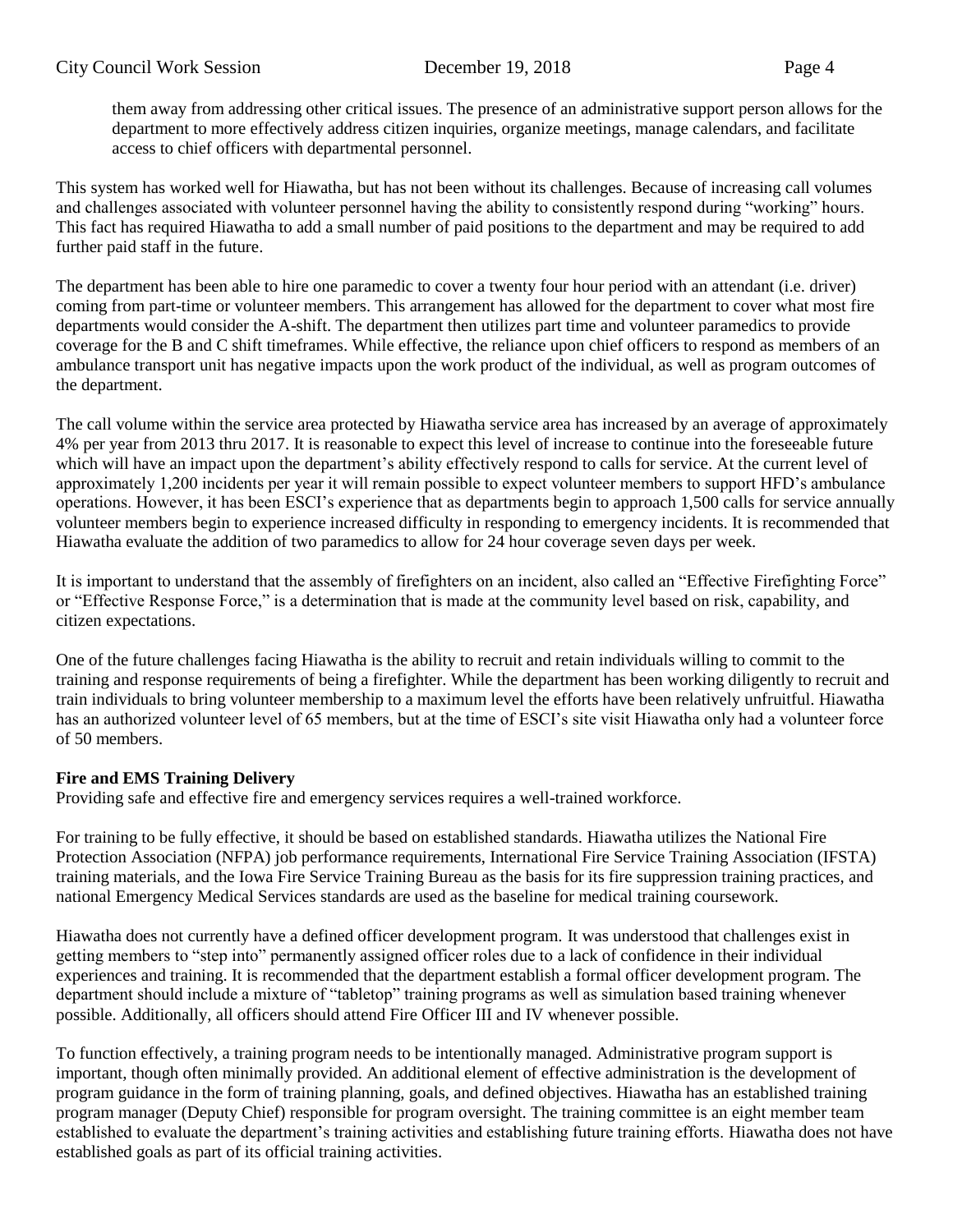them away from addressing other critical issues. The presence of an administrative support person allows for the department to more effectively address citizen inquiries, organize meetings, manage calendars, and facilitate access to chief officers with departmental personnel.

This system has worked well for Hiawatha, but has not been without its challenges. Because of increasing call volumes and challenges associated with volunteer personnel having the ability to consistently respond during "working" hours. This fact has required Hiawatha to add a small number of paid positions to the department and may be required to add further paid staff in the future.

The department has been able to hire one paramedic to cover a twenty four hour period with an attendant (i.e. driver) coming from part-time or volunteer members. This arrangement has allowed for the department to cover what most fire departments would consider the A-shift. The department then utilizes part time and volunteer paramedics to provide coverage for the B and C shift timeframes. While effective, the reliance upon chief officers to respond as members of an ambulance transport unit has negative impacts upon the work product of the individual, as well as program outcomes of the department.

The call volume within the service area protected by Hiawatha service area has increased by an average of approximately 4% per year from 2013 thru 2017. It is reasonable to expect this level of increase to continue into the foreseeable future which will have an impact upon the department's ability effectively respond to calls for service. At the current level of approximately 1,200 incidents per year it will remain possible to expect volunteer members to support HFD's ambulance operations. However, it has been ESCI's experience that as departments begin to approach 1,500 calls for service annually volunteer members begin to experience increased difficulty in responding to emergency incidents. It is recommended that Hiawatha evaluate the addition of two paramedics to allow for 24 hour coverage seven days per week.

It is important to understand that the assembly of firefighters on an incident, also called an "Effective Firefighting Force" or "Effective Response Force," is a determination that is made at the community level based on risk, capability, and citizen expectations.

One of the future challenges facing Hiawatha is the ability to recruit and retain individuals willing to commit to the training and response requirements of being a firefighter. While the department has been working diligently to recruit and train individuals to bring volunteer membership to a maximum level the efforts have been relatively unfruitful. Hiawatha has an authorized volunteer level of 65 members, but at the time of ESCI's site visit Hiawatha only had a volunteer force of 50 members.

**Fire and EMS Training Delivery**

Providing safe and effective fire and emergency services requires a well-trained workforce.

For training to be fully effective, it should be based on established standards. Hiawatha utilizes the National Fire Protection Association (NFPA) job performance requirements, International Fire Service Training Association (IFSTA) training materials, and the Iowa Fire Service Training Bureau as the basis for its fire suppression training practices, and national Emergency Medical Services standards are used as the baseline for medical training coursework.

Hiawatha does not currently have a defined officer development program. It was understood that challenges exist in getting members to "step into" permanently assigned officer roles due to a lack of confidence in their individual experiences and training. It is recommended that the department establish a formal officer development program. The department should include a mixture of "tabletop" training programs as well as simulation based training whenever possible. Additionally, all officers should attend Fire Officer III and IV whenever possible.

To function effectively, a training program needs to be intentionally managed. Administrative program support is important, though often minimally provided. An additional element of effective administration is the development of program guidance in the form of training planning, goals, and defined objectives. Hiawatha has an established training program manager (Deputy Chief) responsible for program oversight. The training committee is an eight member team established to evaluate the department's training activities and establishing future training efforts. Hiawatha does not have established goals as part of its official training activities.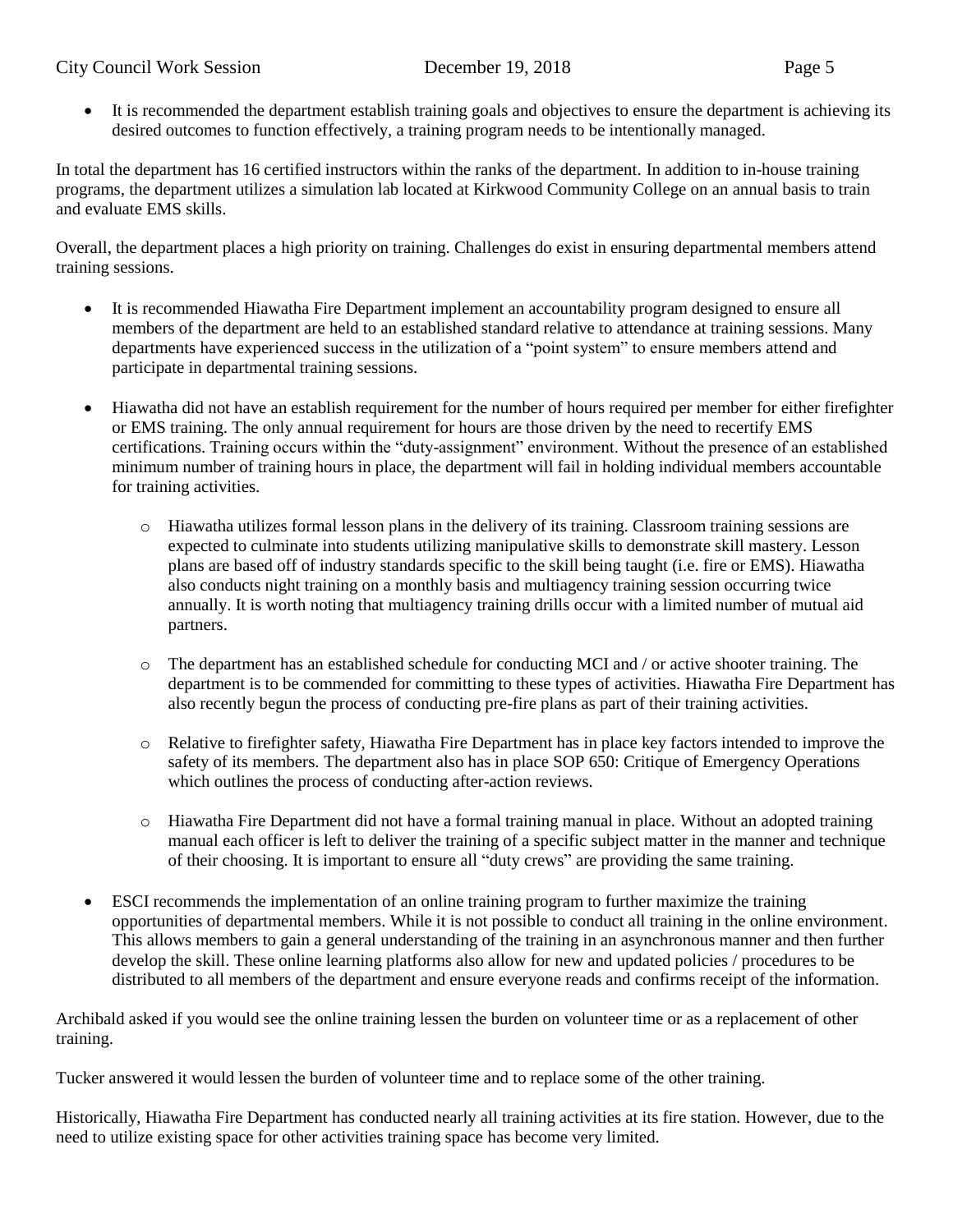- It is recommended the department establish training goals and objectives to ensure the department is achieving its desired outcomes to function effectively, a training program needs to be intentionally managed.

In total the department has 16 certified instructors within the ranks of the department. In addition to in-house training programs, the department utilizes a simulation lab located at Kirkwood Community College on an annual basis to train and evaluate EMS skills.

Overall, the department places a high priority on training. Challenges do exist in ensuring departmental members attend training sessions.

- It is recommended Hiawatha Fire Department implement an accountability program designed to ensure all members of the department are held to an established standard relative to attendance at training sessions. Many departments have experienced success in the utilization of a "point system" to ensure members attend and participate in departmental training sessions.

- Hiawatha did not have an establish requirement for the number of hours required per member for either firefighter or EMS training. The only annual requirement for hours are those driven by the need to recertify EMS certifications. Training occurs within the "duty-assignment" environment. Without the presence of an established minimum number of training hours in place, the department will fail in holding individual members accountable for training activities.

    - Hiawatha utilizes formal lesson plans in the delivery of its training. Classroom training sessions are expected to culminate into students utilizing manipulative skills to demonstrate skill mastery. Lesson plans are based off of industry standards specific to the skill being taught (i.e. fire or EMS). Hiawatha also conducts night training on a monthly basis and multiagency training session occurring twice annually. It is worth noting that multiagency training drills occur with a limited number of mutual aid partners.

    - The department has an established schedule for conducting MCI and / or active shooter training. The department is to be commended for committing to these types of activities. Hiawatha Fire Department has also recently begun the process of conducting pre-fire plans as part of their training activities.

    - Relative to firefighter safety, Hiawatha Fire Department has in place key factors intended to improve the safety of its members. The department also has in place SOP 650: Critique of Emergency Operations which outlines the process of conducting after-action reviews.

    - Hiawatha Fire Department did not have a formal training manual in place. Without an adopted training manual each officer is left to deliver the training of a specific subject matter in the manner and technique of their choosing. It is important to ensure all "duty crews" are providing the same training.

- ESCI recommends the implementation of an online training program to further maximize the training opportunities of departmental members. While it is not possible to conduct all training in the online environment. This allows members to gain a general understanding of the training in an asynchronous manner and then further develop the skill. These online learning platforms also allow for new and updated policies / procedures to be distributed to all members of the department and ensure everyone reads and confirms receipt of the information.

Archibald asked if you would see the online training lessen the burden on volunteer time or as a replacement of other training.

Tucker answered it would lessen the burden of volunteer time and to replace some of the other training.

Historically, Hiawatha Fire Department has conducted nearly all training activities at its fire station. However, due to the need to utilize existing space for other activities training space has become very limited.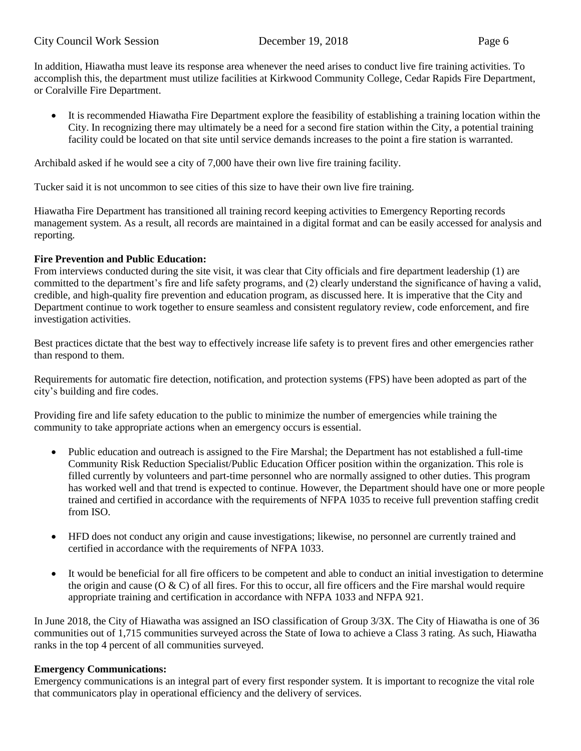In addition, Hiawatha must leave its response area whenever the need arises to conduct live fire training activities. To accomplish this, the department must utilize facilities at Kirkwood Community College, Cedar Rapids Fire Department, or Coralville Fire Department.

- It is recommended Hiawatha Fire Department explore the feasibility of establishing a training location within the City. In recognizing there may ultimately be a need for a second fire station within the City, a potential training facility could be located on that site until service demands increases to the point a fire station is warranted.

Archibald asked if he would see a city of 7,000 have their own live fire training facility.

Tucker said it is not uncommon to see cities of this size to have their own live fire training.

Hiawatha Fire Department has transitioned all training record keeping activities to Emergency Reporting records management system. As a result, all records are maintained in a digital format and can be easily accessed for analysis and reporting.

**Fire Prevention and Public Education:**
From interviews conducted during the site visit, it was clear that City officials and fire department leadership (1) are committed to the department's fire and life safety programs, and (2) clearly understand the significance of having a valid, credible, and high-quality fire prevention and education program, as discussed here. It is imperative that the City and Department continue to work together to ensure seamless and consistent regulatory review, code enforcement, and fire investigation activities.

Best practices dictate that the best way to effectively increase life safety is to prevent fires and other emergencies rather than respond to them.

Requirements for automatic fire detection, notification, and protection systems (FPS) have been adopted as part of the city's building and fire codes.

Providing fire and life safety education to the public to minimize the number of emergencies while training the community to take appropriate actions when an emergency occurs is essential.

- Public education and outreach is assigned to the Fire Marshal; the Department has not established a full-time Community Risk Reduction Specialist/Public Education Officer position within the organization. This role is filled currently by volunteers and part-time personnel who are normally assigned to other duties. This program has worked well and that trend is expected to continue. However, the Department should have one or more people trained and certified in accordance with the requirements of NFPA 1035 to receive full prevention staffing credit from ISO.

- HFD does not conduct any origin and cause investigations; likewise, no personnel are currently trained and certified in accordance with the requirements of NFPA 1033.

- It would be beneficial for all fire officers to be competent and able to conduct an initial investigation to determine the origin and cause (O & C) of all fires. For this to occur, all fire officers and the Fire marshal would require appropriate training and certification in accordance with NFPA 1033 and NFPA 921.

In June 2018, the City of Hiawatha was assigned an ISO classification of Group 3/3X. The City of Hiawatha is one of 36 communities out of 1,715 communities surveyed across the State of Iowa to achieve a Class 3 rating. As such, Hiawatha ranks in the top 4 percent of all communities surveyed.

**Emergency Communications:**
Emergency communications is an integral part of every first responder system. It is important to recognize the vital role that communicators play in operational efficiency and the delivery of services.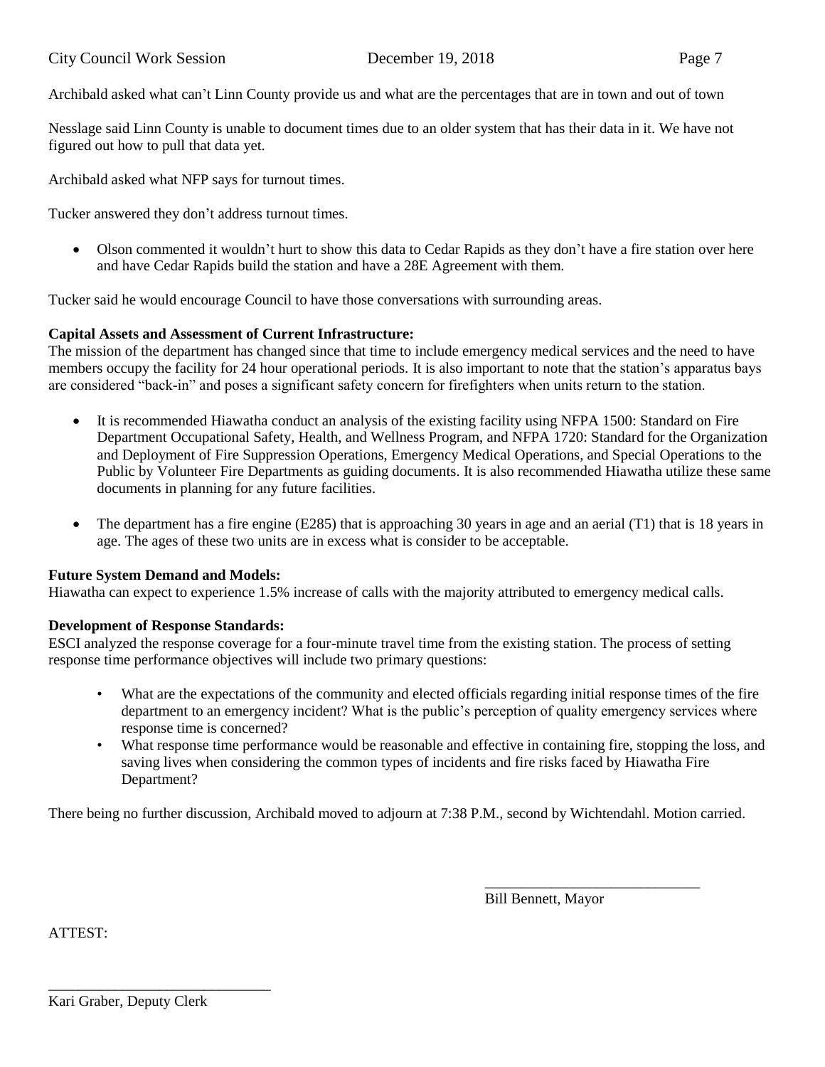Archibald asked what can't Linn County provide us and what are the percentages that are in town and out of town

Nesslage said Linn County is unable to document times due to an older system that has their data in it. We have not figured out how to pull that data yet.

Archibald asked what NFP says for turnout times.

Tucker answered they don't address turnout times.

- Olson commented it wouldn't hurt to show this data to Cedar Rapids as they don't have a fire station over here and have Cedar Rapids build the station and have a 28E Agreement with them.

Tucker said he would encourage Council to have those conversations with surrounding areas.

**Capital Assets and Assessment of Current Infrastructure:**
The mission of the department has changed since that time to include emergency medical services and the need to have members occupy the facility for 24 hour operational periods. It is also important to note that the station's apparatus bays are considered "back-in" and poses a significant safety concern for firefighters when units return to the station.

- It is recommended Hiawatha conduct an analysis of the existing facility using NFPA 1500: Standard on Fire Department Occupational Safety, Health, and Wellness Program, and NFPA 1720: Standard for the Organization and Deployment of Fire Suppression Operations, Emergency Medical Operations, and Special Operations to the Public by Volunteer Fire Departments as guiding documents. It is also recommended Hiawatha utilize these same documents in planning for any future facilities.

- The department has a fire engine (E285) that is approaching 30 years in age and an aerial (T1) that is 18 years in age. The ages of these two units are in excess what is consider to be acceptable.

**Future System Demand and Models:**
Hiawatha can expect to experience 1.5% increase of calls with the majority attributed to emergency medical calls.

**Development of Response Standards:**
ESCI analyzed the response coverage for a four-minute travel time from the existing station. The process of setting response time performance objectives will include two primary questions:

- What are the expectations of the community and elected officials regarding initial response times of the fire department to an emergency incident? What is the public's perception of quality emergency services where response time is concerned?
- What response time performance would be reasonable and effective in containing fire, stopping the loss, and saving lives when considering the common types of incidents and fire risks faced by Hiawatha Fire Department?

There being no further discussion, Archibald moved to adjourn at 7:38 P.M., second by Wichtendahl. Motion carried.

\_\_\_\_\_\_\_\_\_\_\_\_\_\_\_\_\_\_\_\_\_\_\_\_\_\_\_\_\_\_
Bill Bennett, Mayor

ATTEST:

\_\_\_\_\_\_\_\_\_\_\_\_\_\_\_\_\_\_\_\_\_\_\_\_\_\_\_\_\_\_
Kari Graber, Deputy Clerk